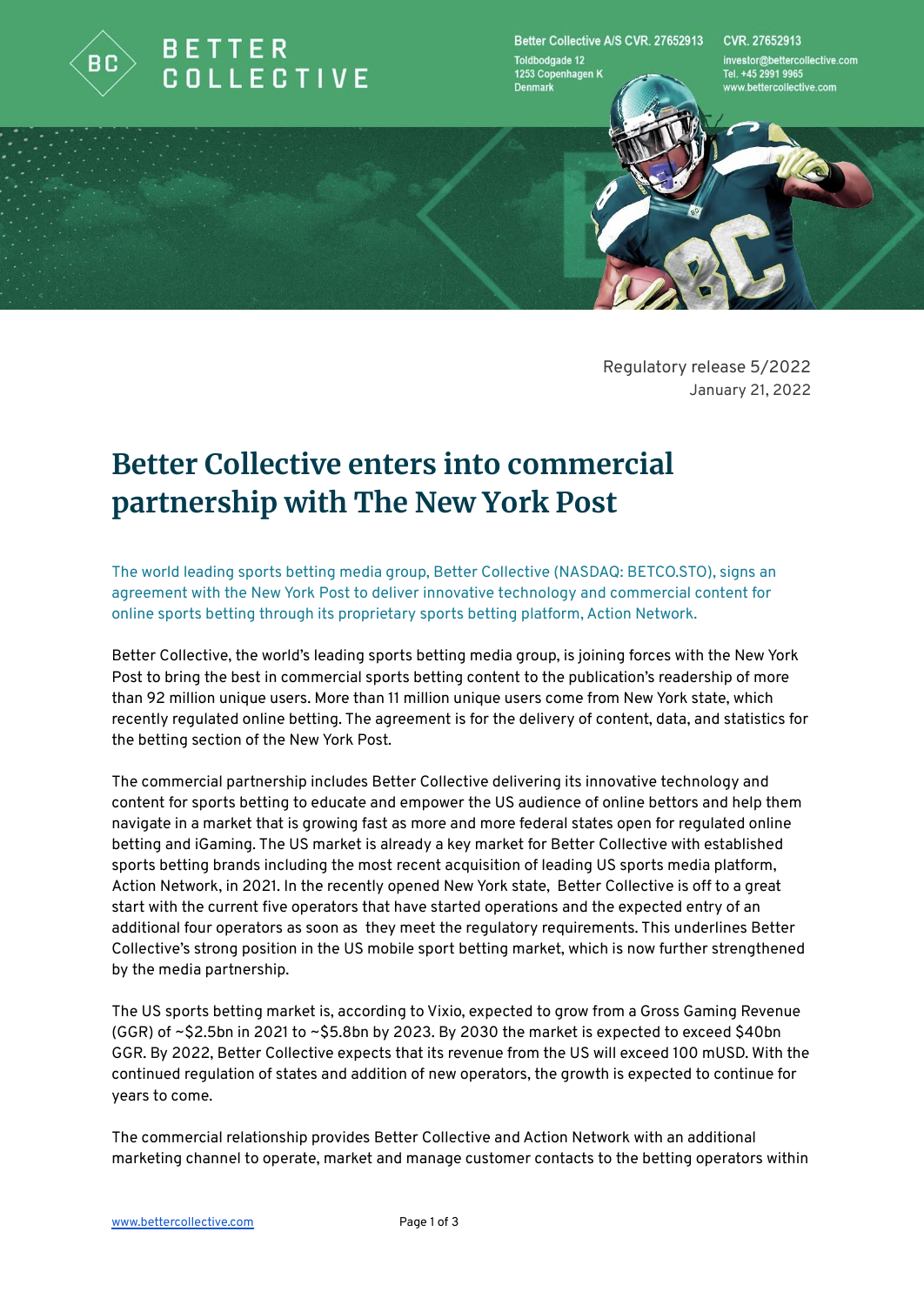Better Collective A/S CVR. 27652913
Toldbodgade 12
1253 Copenhagen K
Denmark

investor@bettercollective.com
Tel. +45 2991 9965
www.bettercollective.com

Regulatory release 5/2022
January 21, 2022

# Better Collective enters into commercial partnership with The New York Post

The world leading sports betting media group, Better Collective (NASDAQ: BETCO.STO), signs an agreement with the New York Post to deliver innovative technology and commercial content for online sports betting through its proprietary sports betting platform, Action Network.

Better Collective, the world's leading sports betting media group, is joining forces with the New York Post to bring the best in commercial sports betting content to the publication's readership of more than 92 million unique users. More than 11 million unique users come from New York state, which recently regulated online betting. The agreement is for the delivery of content, data, and statistics for the betting section of the New York Post.

The commercial partnership includes Better Collective delivering its innovative technology and content for sports betting to educate and empower the US audience of online bettors and help them navigate in a market that is growing fast as more and more federal states open for regulated online betting and iGaming. The US market is already a key market for Better Collective with established sports betting brands including the most recent acquisition of leading US sports media platform, Action Network, in 2021. In the recently opened New York state, Better Collective is off to a great start with the current five operators that have started operations and the expected entry of an additional four operators as soon as they meet the regulatory requirements. This underlines Better Collective's strong position in the US mobile sport betting market, which is now further strengthened by the media partnership.

The US sports betting market is, according to Vixio, expected to grow from a Gross Gaming Revenue (GGR) of ~$2.5bn in 2021 to ~$5.8bn by 2023. By 2030 the market is expected to exceed $40bn GGR. By 2022, Better Collective expects that its revenue from the US will exceed 100 mUSD. With the continued regulation of states and addition of new operators, the growth is expected to continue for years to come.

The commercial relationship provides Better Collective and Action Network with an additional marketing channel to operate, market and manage customer contacts to the betting operators within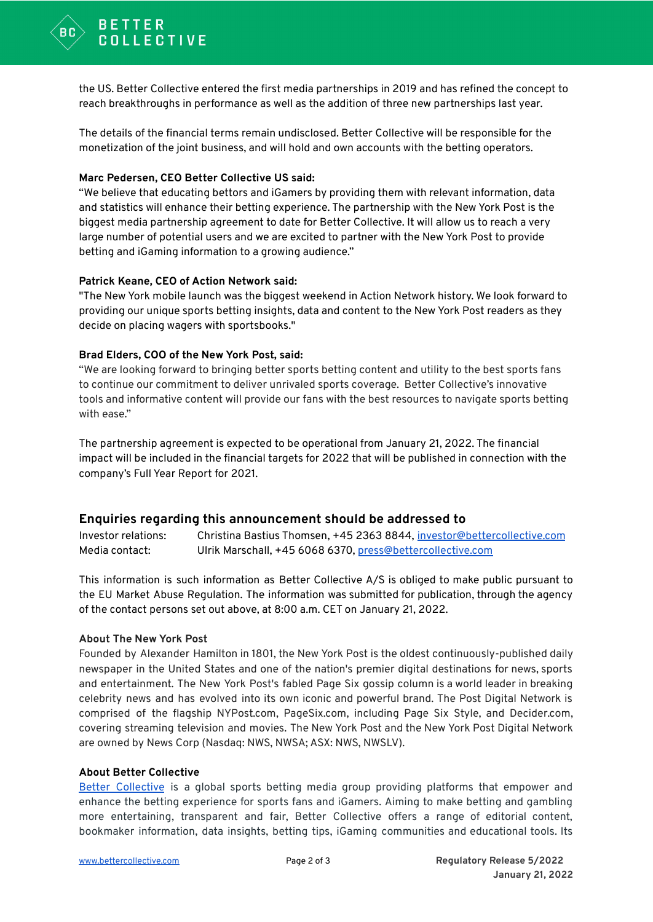the US. Better Collective entered the first media partnerships in 2019 and has refined the concept to reach breakthroughs in performance as well as the addition of three new partnerships last year.

The details of the financial terms remain undisclosed. Better Collective will be responsible for the monetization of the joint business, and will hold and own accounts with the betting operators.

**Marc Pedersen, CEO Better Collective US said:**
"We believe that educating bettors and iGamers by providing them with relevant information, data and statistics will enhance their betting experience. The partnership with the New York Post is the biggest media partnership agreement to date for Better Collective. It will allow us to reach a very large number of potential users and we are excited to partner with the New York Post to provide betting and iGaming information to a growing audience."

**Patrick Keane, CEO of Action Network said:**
"The New York mobile launch was the biggest weekend in Action Network history. We look forward to providing our unique sports betting insights, data and content to the New York Post readers as they decide on placing wagers with sportsbooks."

**Brad Elders, COO of the New York Post, said:**
"We are looking forward to bringing better sports betting content and utility to the best sports fans to continue our commitment to deliver unrivaled sports coverage. Better Collective's innovative tools and informative content will provide our fans with the best resources to navigate sports betting with ease."

The partnership agreement is expected to be operational from January 21, 2022. The financial impact will be included in the financial targets for 2022 that will be published in connection with the company's Full Year Report for 2021.

## Enquiries regarding this announcement should be addressed to

| | |
|---|---|
| Investor relations: | Christina Bastius Thomsen, +45 2363 8844, investor@bettercollective.com |
| Media contact: | Ulrik Marschall, +45 6068 6370, press@bettercollective.com |

This information is such information as Better Collective A/S is obliged to make public pursuant to the EU Market Abuse Regulation. The information was submitted for publication, through the agency of the contact persons set out above, at 8:00 a.m. CET on January 21, 2022.

**About The New York Post**
Founded by Alexander Hamilton in 1801, the New York Post is the oldest continuously-published daily newspaper in the United States and one of the nation's premier digital destinations for news, sports and entertainment. The New York Post's fabled Page Six gossip column is a world leader in breaking celebrity news and has evolved into its own iconic and powerful brand. The Post Digital Network is comprised of the flagship NYPost.com, PageSix.com, including Page Six Style, and Decider.com, covering streaming television and movies. The New York Post and the New York Post Digital Network are owned by News Corp (Nasdaq: NWS, NWSA; ASX: NWS, NWSLV).

**About Better Collective**
Better Collective is a global sports betting media group providing platforms that empower and enhance the betting experience for sports fans and iGamers. Aiming to make betting and gambling more entertaining, transparent and fair, Better Collective offers a range of editorial content, bookmaker information, data insights, betting tips, iGaming communities and educational tools. Its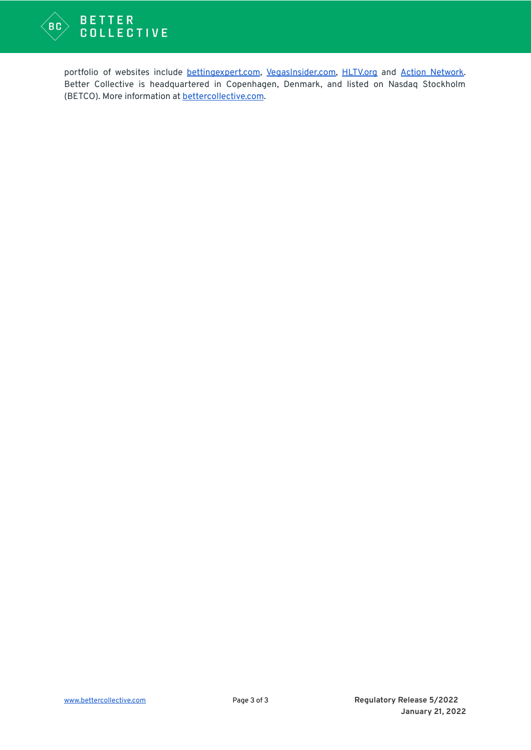portfolio of websites include bettingexpert.com, VegasInsider.com, HLTV.org and Action Network. Better Collective is headquartered in Copenhagen, Denmark, and listed on Nasdaq Stockholm (BETCO). More information at bettercollective.com.